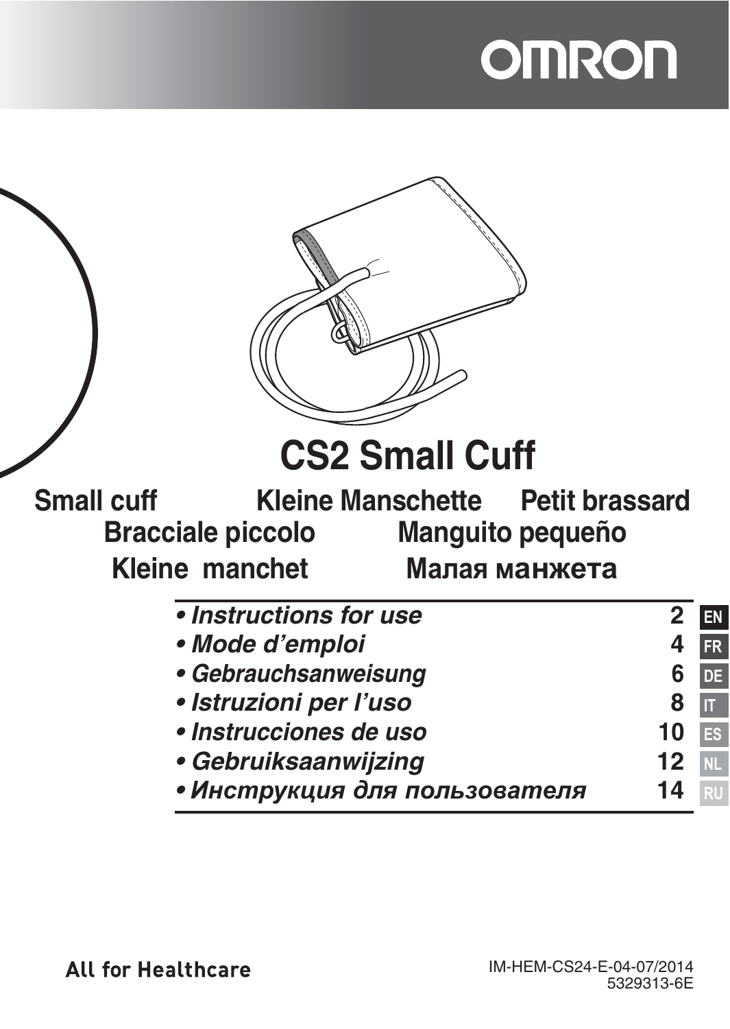OMRON

# CS2 Small Cuff

**Small cuff** **Kleine Manschette** **Petit brassard**
**Bracciale piccolo** **Manguito pequeño**
**Kleine manchet** **Малая манжета**

| | | |
|---|---|---|
| *• Instructions for use* | 2 | EN |
| *• Mode d'emploi* | 4 | FR |
| *• Gebrauchsanweisung* | 6 | DE |
| *• Istruzioni per l'uso* | 8 | IT |
| *• Instrucciones de uso* | 10 | ES |
| *• Gebruiksaanwijzing* | 12 | NL |
| *• Инструкция для пользователя* | 14 | RU |

All for Healthcare

IM-HEM-CS24-E-04-07/2014
5329313-6E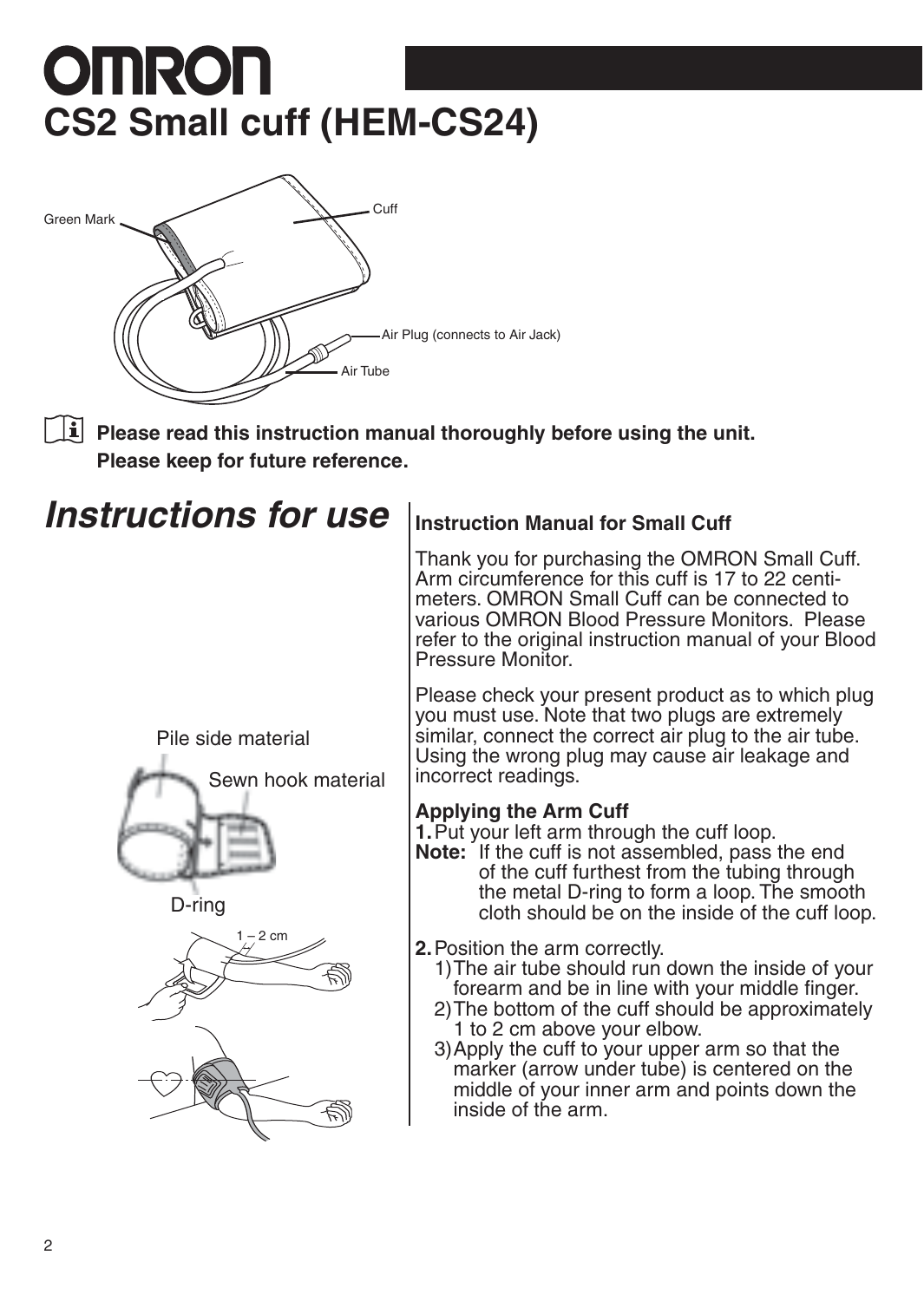# OMRON

# CS2 Small cuff (HEM-CS24)

Green Mark

Cuff

Air Plug (connects to Air Jack)

Air Tube

**Please read this instruction manual thoroughly before using the unit.**
**Please keep for future reference.**

## *Instructions for use*

Pile side material

Sewn hook material

D-ring

1 – 2 cm

### Instruction Manual for Small Cuff

Thank you for purchasing the OMRON Small Cuff. Arm circumference for this cuff is 17 to 22 centimeters. OMRON Small Cuff can be connected to various OMRON Blood Pressure Monitors. Please refer to the original instruction manual of your Blood Pressure Monitor.

Please check your present product as to which plug you must use. Note that two plugs are extremely similar, connect the correct air plug to the air tube. Using the wrong plug may cause air leakage and incorrect readings.

### Applying the Arm Cuff

**1.** Put your left arm through the cuff loop.

**Note:** If the cuff is not assembled, pass the end of the cuff furthest from the tubing through the metal D-ring to form a loop. The smooth cloth should be on the inside of the cuff loop.

**2.** Position the arm correctly.

1) The air tube should run down the inside of your forearm and be in line with your middle finger.
2) The bottom of the cuff should be approximately 1 to 2 cm above your elbow.
3) Apply the cuff to your upper arm so that the marker (arrow under tube) is centered on the middle of your inner arm and points down the inside of the arm.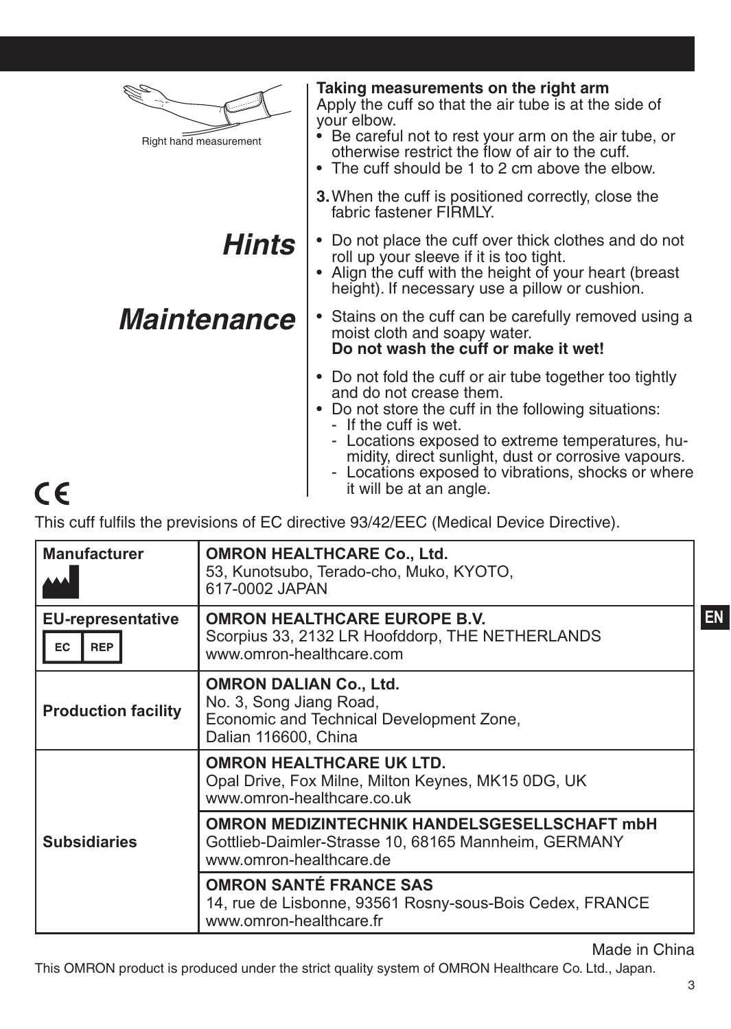Right hand measurement

**Taking measurements on the right arm**
Apply the cuff so that the air tube is at the side of your elbow.

- Be careful not to rest your arm on the air tube, or otherwise restrict the flow of air to the cuff.
- The cuff should be 1 to 2 cm above the elbow.

**3.** When the cuff is positioned correctly, close the fabric fastener FIRMLY.

## *Hints*

- Do not place the cuff over thick clothes and do not roll up your sleeve if it is too tight.
- Align the cuff with the height of your heart (breast height). If necessary use a pillow or cushion.

## *Maintenance*

- Stains on the cuff can be carefully removed using a moist cloth and soapy water.
  **Do not wash the cuff or make it wet!**
- Do not fold the cuff or air tube together too tightly and do not crease them.
- Do not store the cuff in the following situations:
  - If the cuff is wet.
  - Locations exposed to extreme temperatures, humidity, direct sunlight, dust or corrosive vapours.
  - Locations exposed to vibrations, shocks or where it will be at an angle.

CE

This cuff fulfils the previsions of EC directive 93/42/EEC (Medical Device Directive).

| | |
|---|---|
| **Manufacturer** | **OMRON HEALTHCARE Co., Ltd.**<br>53, Kunotsubo, Terado-cho, Muko, KYOTO,<br>617-0002 JAPAN |
| **EU-representative**<br>EC REP | **OMRON HEALTHCARE EUROPE B.V.**<br>Scorpius 33, 2132 LR Hoofddorp, THE NETHERLANDS<br>www.omron-healthcare.com |
| **Production facility** | **OMRON DALIAN Co., Ltd.**<br>No. 3, Song Jiang Road,<br>Economic and Technical Development Zone,<br>Dalian 116600, China |
| **Subsidiaries** | **OMRON HEALTHCARE UK LTD.**<br>Opal Drive, Fox Milne, Milton Keynes, MK15 0DG, UK<br>www.omron-healthcare.co.uk |
| | **OMRON MEDIZINTECHNIK HANDELSGESELLSCHAFT mbH**<br>Gottlieb-Daimler-Strasse 10, 68165 Mannheim, GERMANY<br>www.omron-healthcare.de |
| | **OMRON SANTÉ FRANCE SAS**<br>14, rue de Lisbonne, 93561 Rosny-sous-Bois Cedex, FRANCE<br>www.omron-healthcare.fr |

Made in China

This OMRON product is produced under the strict quality system of OMRON Healthcare Co. Ltd., Japan.